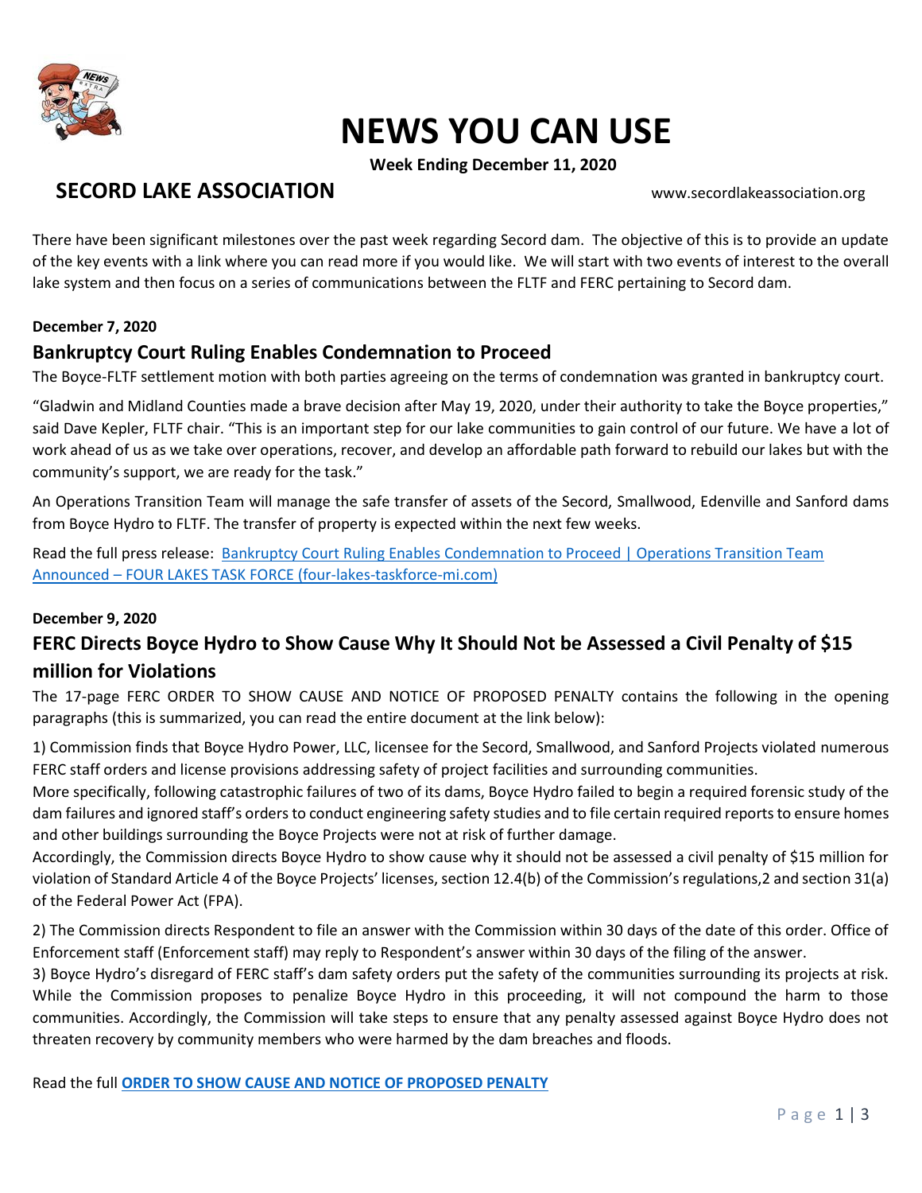# NEWS YOU CAN USE

**Week Ending December 11, 2020**

## SECORD LAKE ASSOCIATION

www.secordlakeassociation.org

There have been significant milestones over the past week regarding Secord dam. The objective of this is to provide an update of the key events with a link where you can read more if you would like. We will start with two events of interest to the overall lake system and then focus on a series of communications between the FLTF and FERC pertaining to Secord dam.

**December 7, 2020**

### Bankruptcy Court Ruling Enables Condemnation to Proceed

The Boyce-FLTF settlement motion with both parties agreeing on the terms of condemnation was granted in bankruptcy court.

"Gladwin and Midland Counties made a brave decision after May 19, 2020, under their authority to take the Boyce properties," said Dave Kepler, FLTF chair. "This is an important step for our lake communities to gain control of our future. We have a lot of work ahead of us as we take over operations, recover, and develop an affordable path forward to rebuild our lakes but with the community's support, we are ready for the task."

An Operations Transition Team will manage the safe transfer of assets of the Secord, Smallwood, Edenville and Sanford dams from Boyce Hydro to FLTF. The transfer of property is expected within the next few weeks.

Read the full press release: Bankruptcy Court Ruling Enables Condemnation to Proceed | Operations Transition Team Announced – FOUR LAKES TASK FORCE (four-lakes-taskforce-mi.com)

**December 9, 2020**

### FERC Directs Boyce Hydro to Show Cause Why It Should Not be Assessed a Civil Penalty of $15 million for Violations

The 17-page FERC ORDER TO SHOW CAUSE AND NOTICE OF PROPOSED PENALTY contains the following in the opening paragraphs (this is summarized, you can read the entire document at the link below):

1) Commission finds that Boyce Hydro Power, LLC, licensee for the Secord, Smallwood, and Sanford Projects violated numerous FERC staff orders and license provisions addressing safety of project facilities and surrounding communities.
More specifically, following catastrophic failures of two of its dams, Boyce Hydro failed to begin a required forensic study of the dam failures and ignored staff's orders to conduct engineering safety studies and to file certain required reports to ensure homes and other buildings surrounding the Boyce Projects were not at risk of further damage.
Accordingly, the Commission directs Boyce Hydro to show cause why it should not be assessed a civil penalty of $15 million for violation of Standard Article 4 of the Boyce Projects' licenses, section 12.4(b) of the Commission's regulations,2 and section 31(a) of the Federal Power Act (FPA).

2) The Commission directs Respondent to file an answer with the Commission within 30 days of the date of this order. Office of Enforcement staff (Enforcement staff) may reply to Respondent's answer within 30 days of the filing of the answer.
3) Boyce Hydro's disregard of FERC staff's dam safety orders put the safety of the communities surrounding its projects at risk. While the Commission proposes to penalize Boyce Hydro in this proceeding, it will not compound the harm to those communities. Accordingly, the Commission will take steps to ensure that any penalty assessed against Boyce Hydro does not threaten recovery by community members who were harmed by the dam breaches and floods.

Read the full **ORDER TO SHOW CAUSE AND NOTICE OF PROPOSED PENALTY**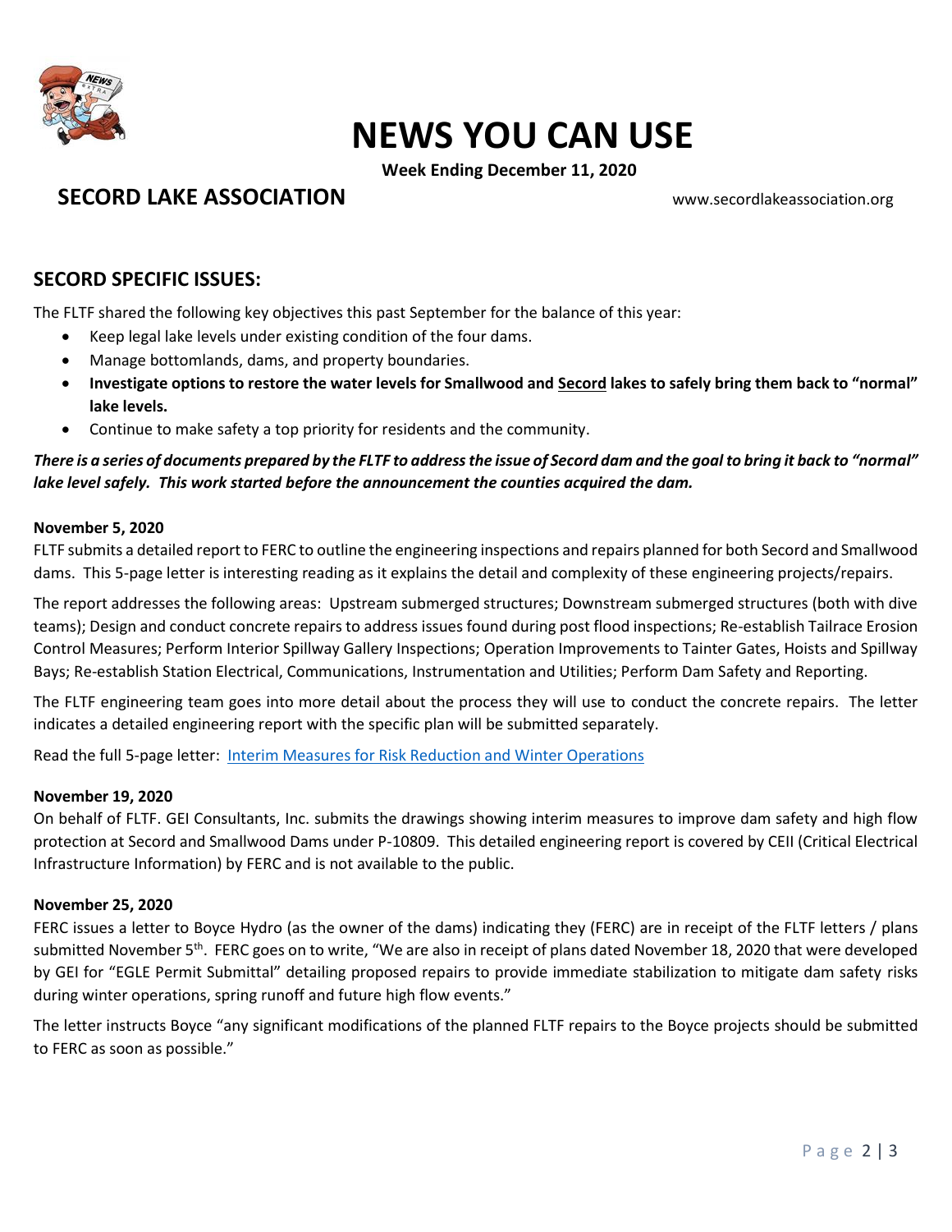# NEWS YOU CAN USE

**Week Ending December 11, 2020**

## SECORD LAKE ASSOCIATION

www.secordlakeassociation.org

## SECORD SPECIFIC ISSUES:

The FLTF shared the following key objectives this past September for the balance of this year:

- Keep legal lake levels under existing condition of the four dams.
- Manage bottomlands, dams, and property boundaries.
- **Investigate options to restore the water levels for Smallwood and Secord lakes to safely bring them back to "normal" lake levels.**
- Continue to make safety a top priority for residents and the community.

***There is a series of documents prepared by the FLTF to address the issue of Secord dam and the goal to bring it back to "normal" lake level safely. This work started before the announcement the counties acquired the dam.***

**November 5, 2020**

FLTF submits a detailed report to FERC to outline the engineering inspections and repairs planned for both Secord and Smallwood dams. This 5-page letter is interesting reading as it explains the detail and complexity of these engineering projects/repairs.

The report addresses the following areas: Upstream submerged structures; Downstream submerged structures (both with dive teams); Design and conduct concrete repairs to address issues found during post flood inspections; Re-establish Tailrace Erosion Control Measures; Perform Interior Spillway Gallery Inspections; Operation Improvements to Tainter Gates, Hoists and Spillway Bays; Re-establish Station Electrical, Communications, Instrumentation and Utilities; Perform Dam Safety and Reporting.

The FLTF engineering team goes into more detail about the process they will use to conduct the concrete repairs. The letter indicates a detailed engineering report with the specific plan will be submitted separately.

Read the full 5-page letter: Interim Measures for Risk Reduction and Winter Operations

**November 19, 2020**

On behalf of FLTF. GEI Consultants, Inc. submits the drawings showing interim measures to improve dam safety and high flow protection at Secord and Smallwood Dams under P-10809. This detailed engineering report is covered by CEII (Critical Electrical Infrastructure Information) by FERC and is not available to the public.

**November 25, 2020**

FERC issues a letter to Boyce Hydro (as the owner of the dams) indicating they (FERC) are in receipt of the FLTF letters / plans submitted November 5th. FERC goes on to write, "We are also in receipt of plans dated November 18, 2020 that were developed by GEI for "EGLE Permit Submittal" detailing proposed repairs to provide immediate stabilization to mitigate dam safety risks during winter operations, spring runoff and future high flow events."

The letter instructs Boyce "any significant modifications of the planned FLTF repairs to the Boyce projects should be submitted to FERC as soon as possible."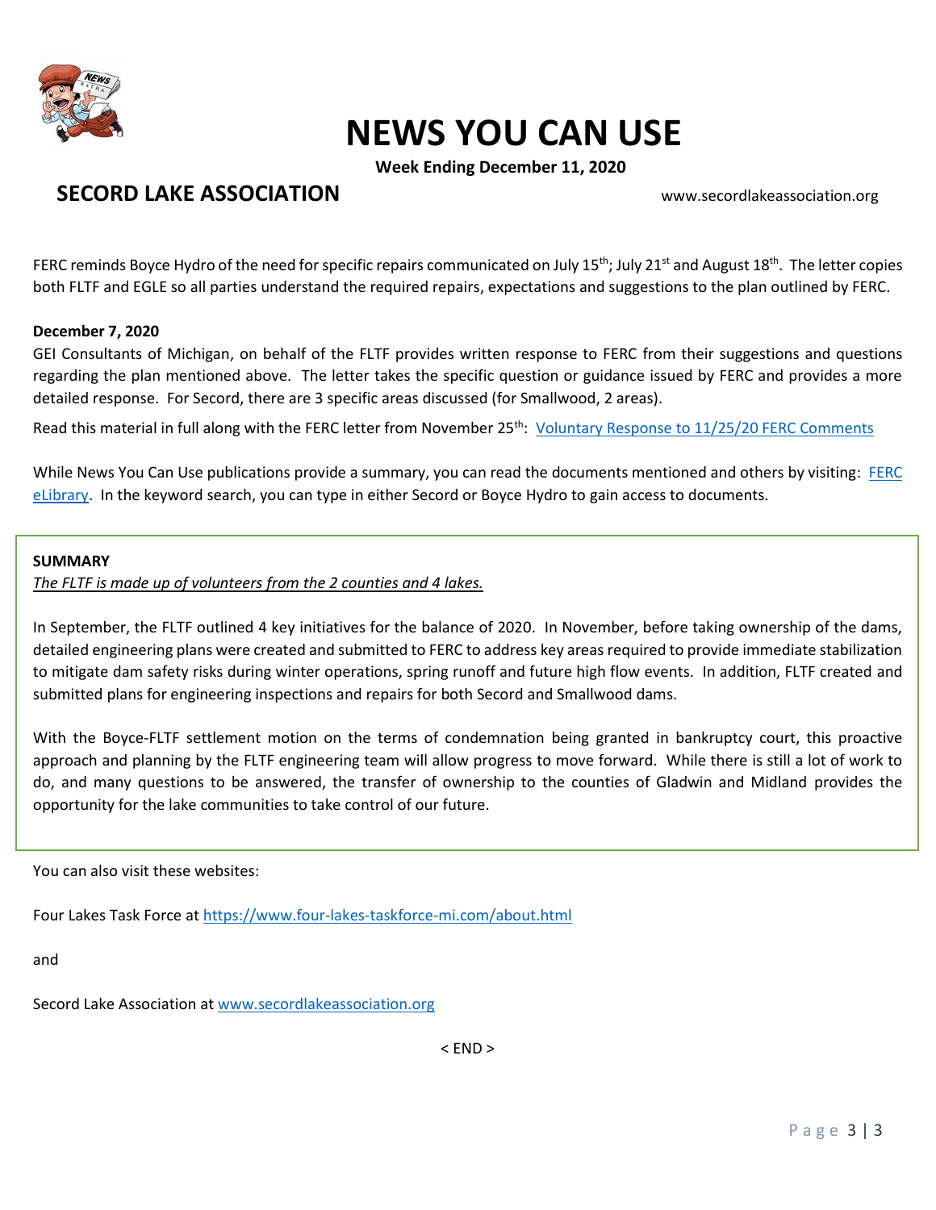# NEWS YOU CAN USE

**Week Ending December 11, 2020**

## SECORD LAKE ASSOCIATION

www.secordlakeassociation.org

FERC reminds Boyce Hydro of the need for specific repairs communicated on July 15th; July 21st and August 18th. The letter copies both FLTF and EGLE so all parties understand the required repairs, expectations and suggestions to the plan outlined by FERC.

**December 7, 2020**

GEI Consultants of Michigan, on behalf of the FLTF provides written response to FERC from their suggestions and questions regarding the plan mentioned above. The letter takes the specific question or guidance issued by FERC and provides a more detailed response. For Secord, there are 3 specific areas discussed (for Smallwood, 2 areas).

Read this material in full along with the FERC letter from November 25th: Voluntary Response to 11/25/20 FERC Comments

While News You Can Use publications provide a summary, you can read the documents mentioned and others by visiting: FERC eLibrary. In the keyword search, you can type in either Secord or Boyce Hydro to gain access to documents.

**SUMMARY**

*The FLTF is made up of volunteers from the 2 counties and 4 lakes.*

In September, the FLTF outlined 4 key initiatives for the balance of 2020. In November, before taking ownership of the dams, detailed engineering plans were created and submitted to FERC to address key areas required to provide immediate stabilization to mitigate dam safety risks during winter operations, spring runoff and future high flow events. In addition, FLTF created and submitted plans for engineering inspections and repairs for both Secord and Smallwood dams.

With the Boyce-FLTF settlement motion on the terms of condemnation being granted in bankruptcy court, this proactive approach and planning by the FLTF engineering team will allow progress to move forward. While there is still a lot of work to do, and many questions to be answered, the transfer of ownership to the counties of Gladwin and Midland provides the opportunity for the lake communities to take control of our future.

You can also visit these websites:

Four Lakes Task Force at https://www.four-lakes-taskforce-mi.com/about.html

and

Secord Lake Association at www.secordlakeassociation.org

< END >